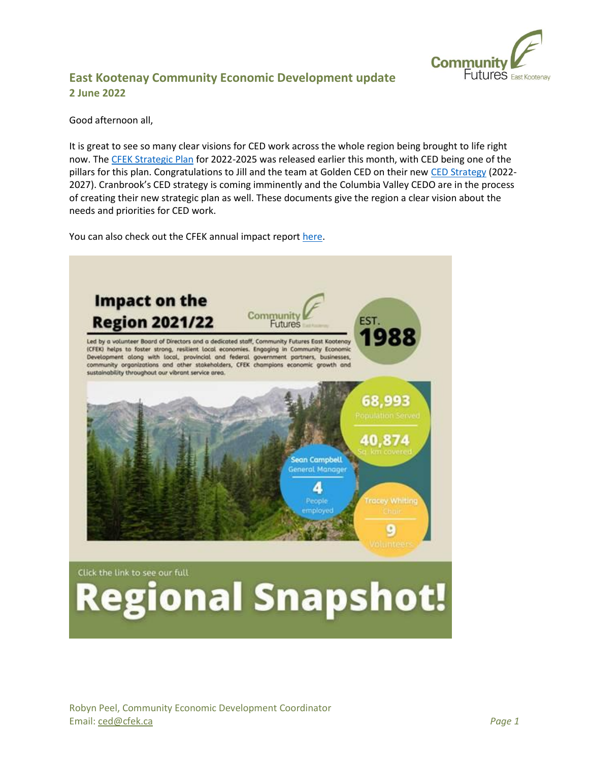# East Kootenay Community Economic Development update

**2 June 2022**

Good afternoon all,

It is great to see so many clear visions for CED work across the whole region being brought to life right now. The CFEK Strategic Plan for 2022-2025 was released earlier this month, with CED being one of the pillars for this plan. Congratulations to Jill and the team at Golden CED on their new CED Strategy (2022-2027). Cranbrook's CED strategy is coming imminently and the Columbia Valley CEDO are in the process of creating their new strategic plan as well. These documents give the region a clear vision about the needs and priorities for CED work.

You can also check out the CFEK annual impact report here.

## Impact on the Region 2021/22

EST. 1988

Led by a volunteer Board of Directors and a dedicated staff, Community Futures East Kootenay (CFEK) helps to foster strong, resilient local economies. Engaging in Community Economic Development along with local, provincial and federal government partners, businesses, community organizations and other stakeholders, CFEK champions economic growth and sustainability throughout our vibrant service area.

- **68,993** Population Served
- **40,874** Sq. km covered
- Sean Campbell, General Manager — **4** People employed
- Tracey Whiting, Chair — **9** Volunteers

Click the link to see our full

**Regional Snapshot!**

Robyn Peel, Community Economic Development Coordinator
Email: ced@cfek.ca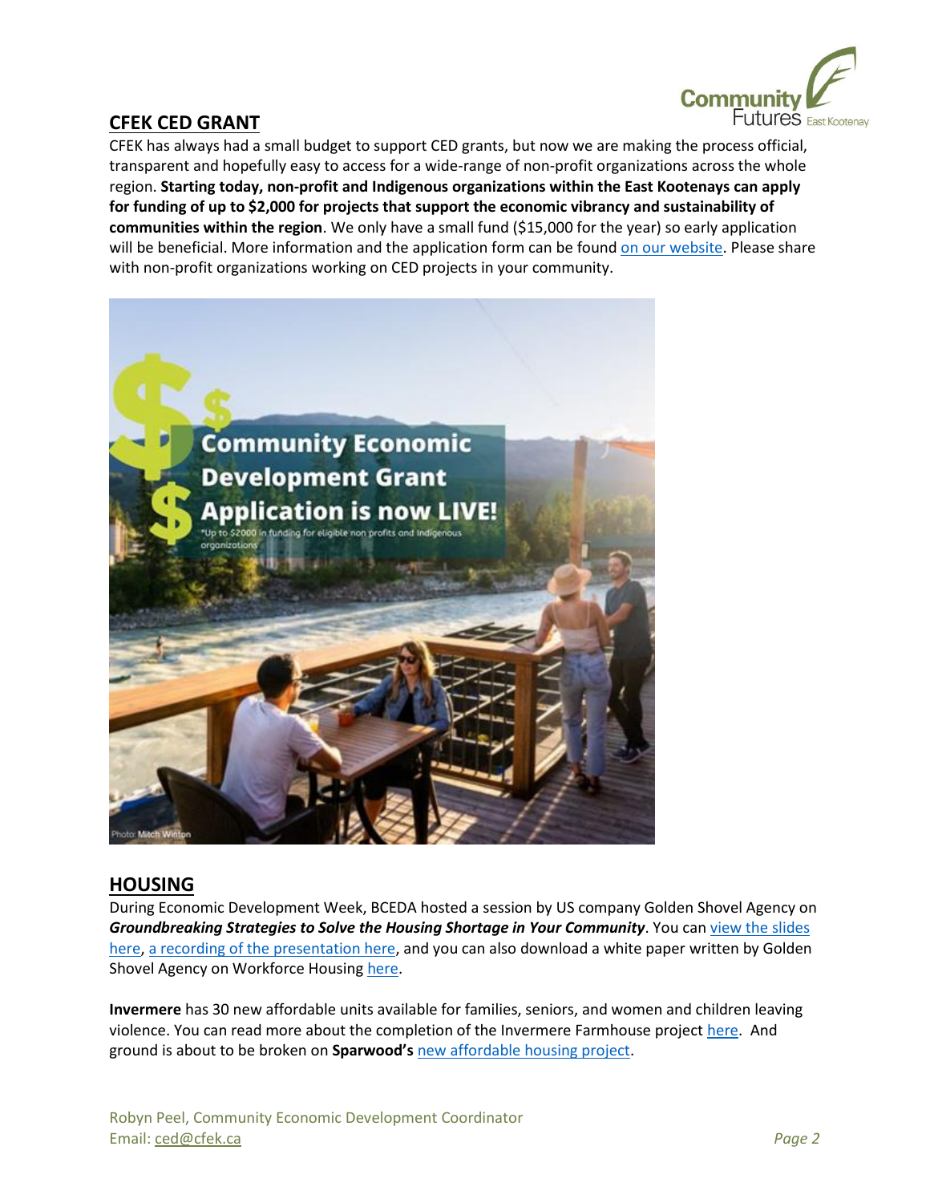## CFEK CED GRANT

CFEK has always had a small budget to support CED grants, but now we are making the process official, transparent and hopefully easy to access for a wide-range of non-profit organizations across the whole region. **Starting today, non-profit and Indigenous organizations within the East Kootenays can apply for funding of up to $2,000 for projects that support the economic vibrancy and sustainability of communities within the region**. We only have a small fund ($15,000 for the year) so early application will be beneficial. More information and the application form can be found on our website. Please share with non-profit organizations working on CED projects in your community.

## HOUSING

During Economic Development Week, BCEDA hosted a session by US company Golden Shovel Agency on ***Groundbreaking Strategies to Solve the Housing Shortage in Your Community***. You can view the slides here, a recording of the presentation here, and you can also download a white paper written by Golden Shovel Agency on Workforce Housing here.

**Invermere** has 30 new affordable units available for families, seniors, and women and children leaving violence. You can read more about the completion of the Invermere Farmhouse project here. And ground is about to be broken on **Sparwood's** new affordable housing project.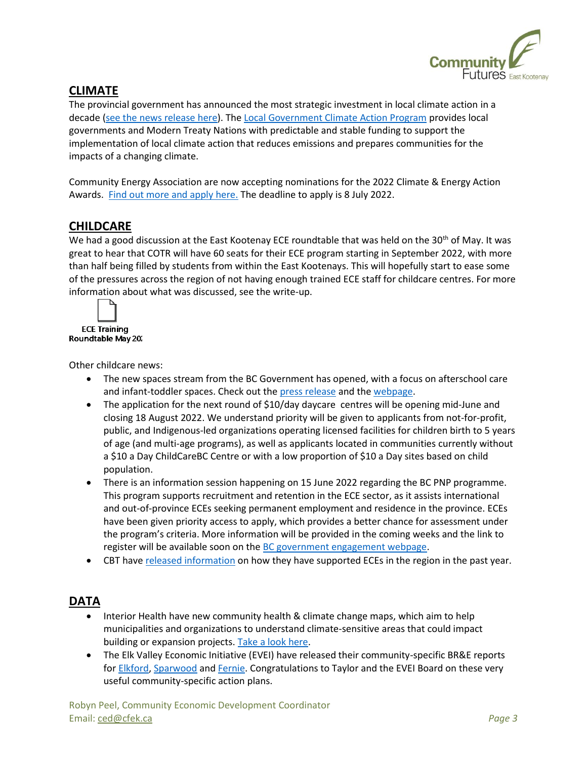## CLIMATE

The provincial government has announced the most strategic investment in local climate action in a decade (see the news release here). The Local Government Climate Action Program provides local governments and Modern Treaty Nations with predictable and stable funding to support the implementation of local climate action that reduces emissions and prepares communities for the impacts of a changing climate.

Community Energy Association are now accepting nominations for the 2022 Climate & Energy Action Awards. Find out more and apply here. The deadline to apply is 8 July 2022.

## CHILDCARE

We had a good discussion at the East Kootenay ECE roundtable that was held on the 30th of May. It was great to hear that COTR will have 60 seats for their ECE program starting in September 2022, with more than half being filled by students from within the East Kootenays. This will hopefully start to ease some of the pressures across the region of not having enough trained ECE staff for childcare centres. For more information about what was discussed, see the write-up.

ECE Training Roundtable May 20

Other childcare news:

- The new spaces stream from the BC Government has opened, with a focus on afterschool care and infant-toddler spaces. Check out the press release and the webpage.
- The application for the next round of $10/day daycare centres will be opening mid-June and closing 18 August 2022. We understand priority will be given to applicants from not-for-profit, public, and Indigenous-led organizations operating licensed facilities for children birth to 5 years of age (and multi-age programs), as well as applicants located in communities currently without a $10 a Day ChildCareBC Centre or with a low proportion of $10 a Day sites based on child population.
- There is an information session happening on 15 June 2022 regarding the BC PNP programme. This program supports recruitment and retention in the ECE sector, as it assists international and out-of-province ECEs seeking permanent employment and residence in the province. ECEs have been given priority access to apply, which provides a better chance for assessment under the program's criteria. More information will be provided in the coming weeks and the link to register will be available soon on the BC government engagement webpage.
- CBT have released information on how they have supported ECEs in the region in the past year.

## DATA

- Interior Health have new community health & climate change maps, which aim to help municipalities and organizations to understand climate-sensitive areas that could impact building or expansion projects. Take a look here.
- The Elk Valley Economic Initiative (EVEI) have released their community-specific BR&E reports for Elkford, Sparwood and Fernie. Congratulations to Taylor and the EVEI Board on these very useful community-specific action plans.

Robyn Peel, Community Economic Development Coordinator
Email: ced@cfek.ca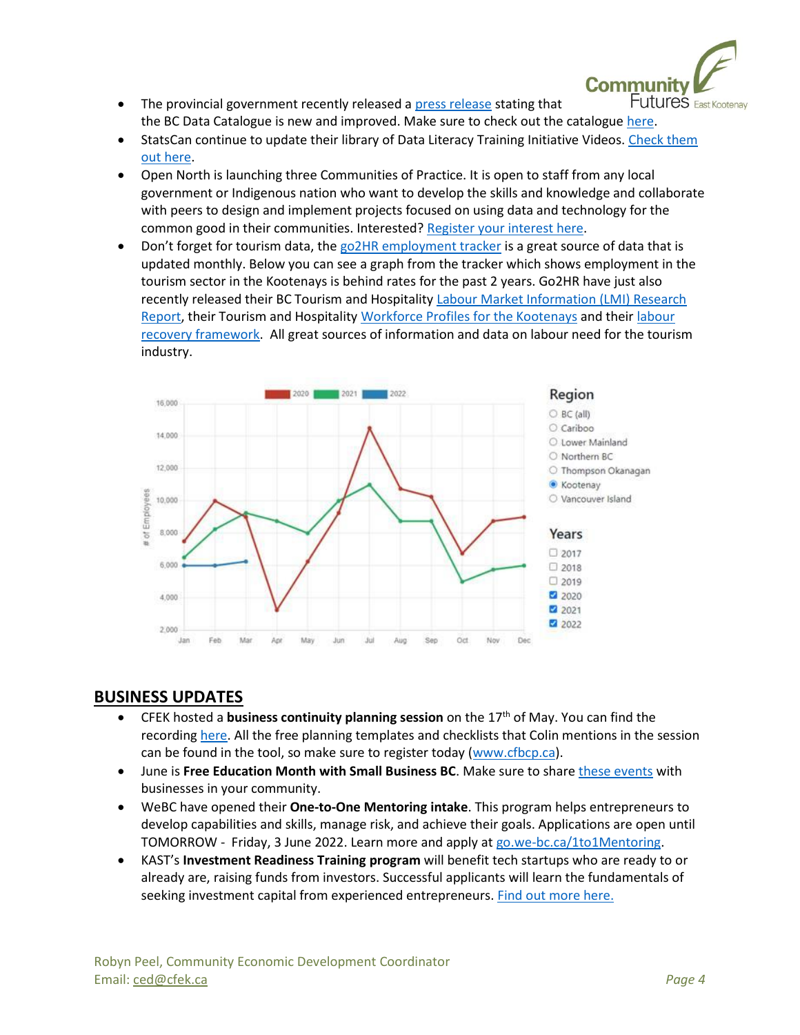- The provincial government recently released a press release stating that the BC Data Catalogue is new and improved. Make sure to check out the catalogue here.
- StatsCan continue to update their library of Data Literacy Training Initiative Videos. Check them out here.
- Open North is launching three Communities of Practice. It is open to staff from any local government or Indigenous nation who want to develop the skills and knowledge and collaborate with peers to design and implement projects focused on using data and technology for the common good in their communities. Interested? Register your interest here.
- Don't forget for tourism data, the go2HR employment tracker is a great source of data that is updated monthly. Below you can see a graph from the tracker which shows employment in the tourism sector in the Kootenays is behind rates for the past 2 years. Go2HR have just also recently released their BC Tourism and Hospitality Labour Market Information (LMI) Research Report, their Tourism and Hospitality Workforce Profiles for the Kootenays and their labour recovery framework. All great sources of information and data on labour need for the tourism industry.

## BUSINESS UPDATES

- CFEK hosted a **business continuity planning session** on the 17th of May. You can find the recording here. All the free planning templates and checklists that Colin mentions in the session can be found in the tool, so make sure to register today (www.cfbcp.ca).
- June is **Free Education Month with Small Business BC**. Make sure to share these events with businesses in your community.
- WeBC have opened their **One-to-One Mentoring intake**. This program helps entrepreneurs to develop capabilities and skills, manage risk, and achieve their goals. Applications are open until TOMORROW - Friday, 3 June 2022. Learn more and apply at go.we-bc.ca/1to1Mentoring.
- KAST's **Investment Readiness Training program** will benefit tech startups who are ready to or already are, raising funds from investors. Successful applicants will learn the fundamentals of seeking investment capital from experienced entrepreneurs. Find out more here.

Robyn Peel, Community Economic Development Coordinator
Email: ced@cfek.ca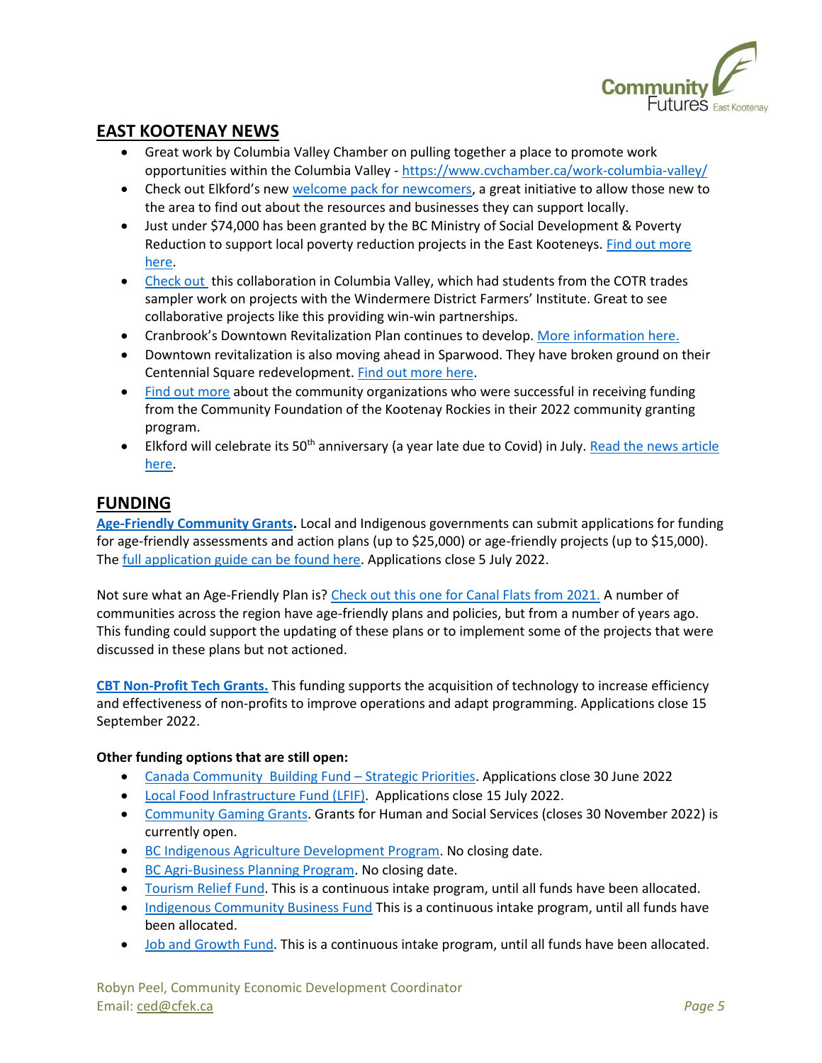## EAST KOOTENAY NEWS

- Great work by Columbia Valley Chamber on pulling together a place to promote work opportunities within the Columbia Valley - https://www.cvchamber.ca/work-columbia-valley/
- Check out Elkford's new welcome pack for newcomers, a great initiative to allow those new to the area to find out about the resources and businesses they can support locally.
- Just under $74,000 has been granted by the BC Ministry of Social Development & Poverty Reduction to support local poverty reduction projects in the East Kooteneys. Find out more here.
- Check out this collaboration in Columbia Valley, which had students from the COTR trades sampler work on projects with the Windermere District Farmers' Institute. Great to see collaborative projects like this providing win-win partnerships.
- Cranbrook's Downtown Revitalization Plan continues to develop. More information here.
- Downtown revitalization is also moving ahead in Sparwood. They have broken ground on their Centennial Square redevelopment. Find out more here.
- Find out more about the community organizations who were successful in receiving funding from the Community Foundation of the Kootenay Rockies in their 2022 community granting program.
- Elkford will celebrate its 50th anniversary (a year late due to Covid) in July. Read the news article here.

## FUNDING

**Age-Friendly Community Grants.** Local and Indigenous governments can submit applications for funding for age-friendly assessments and action plans (up to $25,000) or age-friendly projects (up to $15,000). The full application guide can be found here. Applications close 5 July 2022.

Not sure what an Age-Friendly Plan is? Check out this one for Canal Flats from 2021. A number of communities across the region have age-friendly plans and policies, but from a number of years ago. This funding could support the updating of these plans or to implement some of the projects that were discussed in these plans but not actioned.

**CBT Non-Profit Tech Grants.** This funding supports the acquisition of technology to increase efficiency and effectiveness of non-profits to improve operations and adapt programming. Applications close 15 September 2022.

**Other funding options that are still open:**

- Canada Community Building Fund – Strategic Priorities. Applications close 30 June 2022
- Local Food Infrastructure Fund (LFIF). Applications close 15 July 2022.
- Community Gaming Grants. Grants for Human and Social Services (closes 30 November 2022) is currently open.
- BC Indigenous Agriculture Development Program. No closing date.
- BC Agri-Business Planning Program. No closing date.
- Tourism Relief Fund. This is a continuous intake program, until all funds have been allocated.
- Indigenous Community Business Fund This is a continuous intake program, until all funds have been allocated.
- Job and Growth Fund. This is a continuous intake program, until all funds have been allocated.

Robyn Peel, Community Economic Development Coordinator
Email: ced@cfek.ca